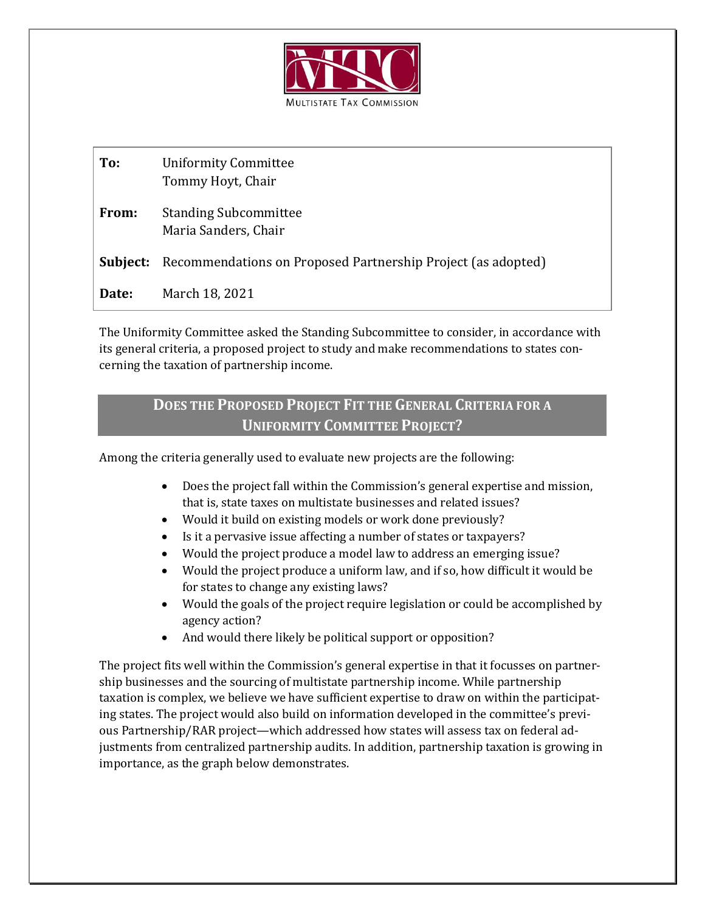MULTISTATE TAX COMMISSION

| | |
|---|---|
| **To:** | Uniformity Committee<br>Tommy Hoyt, Chair |
| **From:** | Standing Subcommittee<br>Maria Sanders, Chair |
| **Subject:** | Recommendations on Proposed Partnership Project (as adopted) |
| **Date:** | March 18, 2021 |

The Uniformity Committee asked the Standing Subcommittee to consider, in accordance with its general criteria, a proposed project to study and make recommendations to states concerning the taxation of partnership income.

## DOES THE PROPOSED PROJECT FIT THE GENERAL CRITERIA FOR A UNIFORMITY COMMITTEE PROJECT?

Among the criteria generally used to evaluate new projects are the following:

- Does the project fall within the Commission's general expertise and mission, that is, state taxes on multistate businesses and related issues?
- Would it build on existing models or work done previously?
- Is it a pervasive issue affecting a number of states or taxpayers?
- Would the project produce a model law to address an emerging issue?
- Would the project produce a uniform law, and if so, how difficult it would be for states to change any existing laws?
- Would the goals of the project require legislation or could be accomplished by agency action?
- And would there likely be political support or opposition?

The project fits well within the Commission's general expertise in that it focusses on partnership businesses and the sourcing of multistate partnership income. While partnership taxation is complex, we believe we have sufficient expertise to draw on within the participating states. The project would also build on information developed in the committee's previous Partnership/RAR project—which addressed how states will assess tax on federal adjustments from centralized partnership audits. In addition, partnership taxation is growing in importance, as the graph below demonstrates.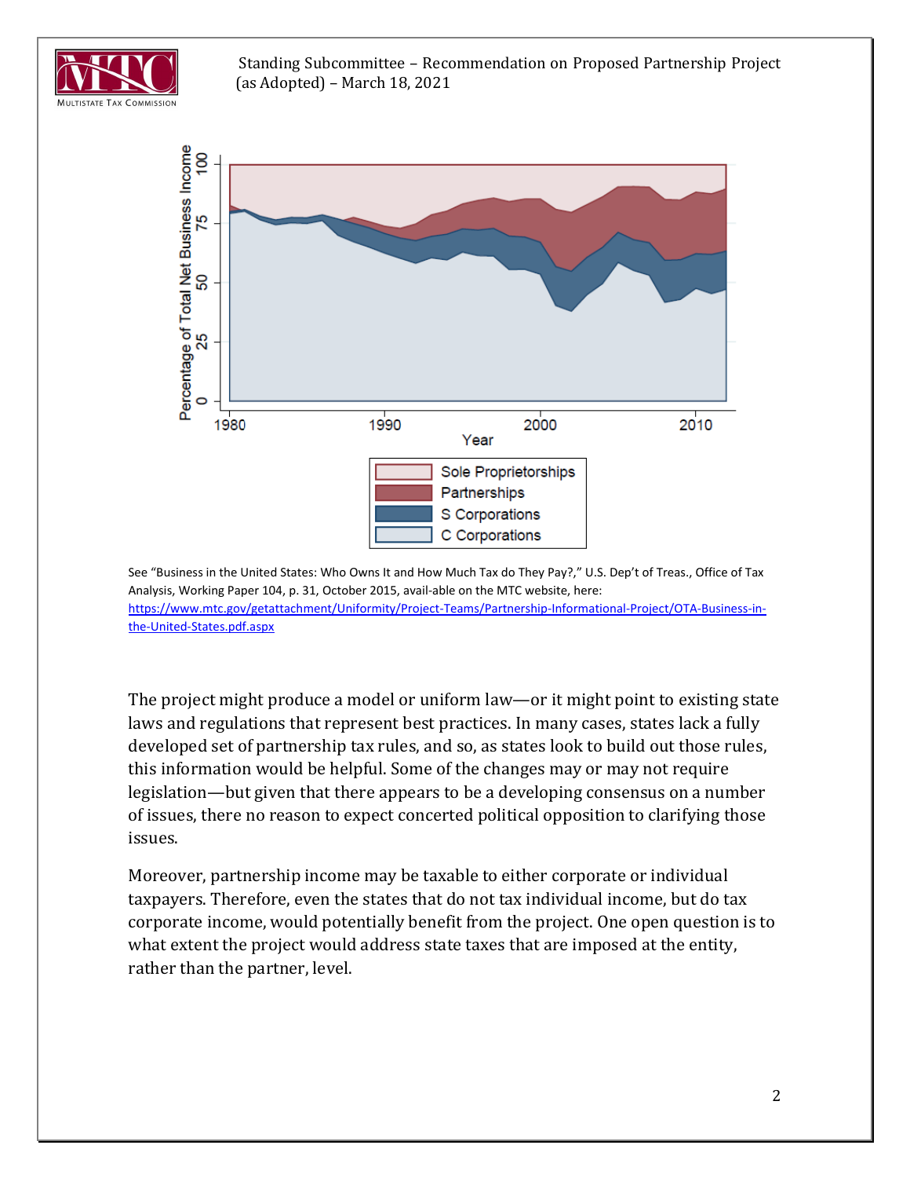See "Business in the United States: Who Owns It and How Much Tax do They Pay?," U.S. Dep't of Treas., Office of Tax Analysis, Working Paper 104, p. 31, October 2015, avail-able on the MTC website, here: https://www.mtc.gov/getattachment/Uniformity/Project-Teams/Partnership-Informational-Project/OTA-Business-in-the-United-States.pdf.aspx

The project might produce a model or uniform law—or it might point to existing state laws and regulations that represent best practices. In many cases, states lack a fully developed set of partnership tax rules, and so, as states look to build out those rules, this information would be helpful. Some of the changes may or may not require legislation—but given that there appears to be a developing consensus on a number of issues, there no reason to expect concerted political opposition to clarifying those issues.

Moreover, partnership income may be taxable to either corporate or individual taxpayers. Therefore, even the states that do not tax individual income, but do tax corporate income, would potentially benefit from the project. One open question is to what extent the project would address state taxes that are imposed at the entity, rather than the partner, level.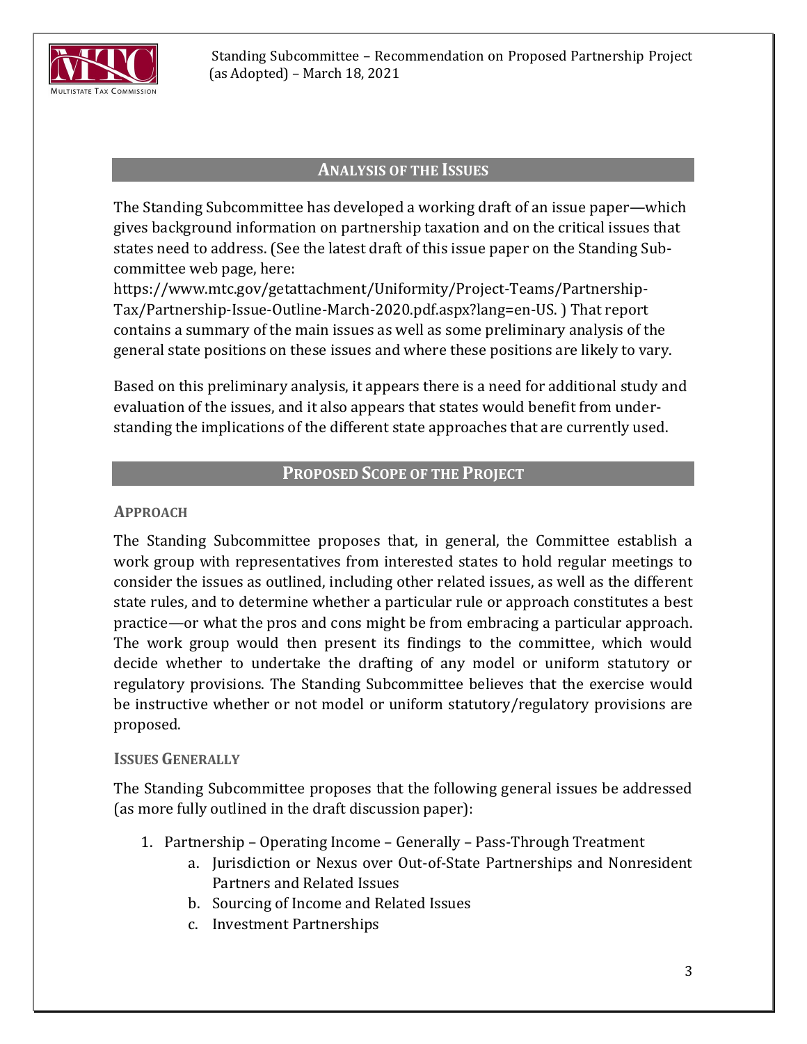## ANALYSIS OF THE ISSUES

The Standing Subcommittee has developed a working draft of an issue paper—which gives background information on partnership taxation and on the critical issues that states need to address. (See the latest draft of this issue paper on the Standing Subcommittee web page, here: https://www.mtc.gov/getattachment/Uniformity/Project-Teams/Partnership-Tax/Partnership-Issue-Outline-March-2020.pdf.aspx?lang=en-US. ) That report contains a summary of the main issues as well as some preliminary analysis of the general state positions on these issues and where these positions are likely to vary.

Based on this preliminary analysis, it appears there is a need for additional study and evaluation of the issues, and it also appears that states would benefit from understanding the implications of the different state approaches that are currently used.

## PROPOSED SCOPE OF THE PROJECT

### APPROACH

The Standing Subcommittee proposes that, in general, the Committee establish a work group with representatives from interested states to hold regular meetings to consider the issues as outlined, including other related issues, as well as the different state rules, and to determine whether a particular rule or approach constitutes a best practice—or what the pros and cons might be from embracing a particular approach. The work group would then present its findings to the committee, which would decide whether to undertake the drafting of any model or uniform statutory or regulatory provisions. The Standing Subcommittee believes that the exercise would be instructive whether or not model or uniform statutory/regulatory provisions are proposed.

### ISSUES GENERALLY

The Standing Subcommittee proposes that the following general issues be addressed (as more fully outlined in the draft discussion paper):

1. Partnership – Operating Income – Generally – Pass-Through Treatment
    a. Jurisdiction or Nexus over Out-of-State Partnerships and Nonresident Partners and Related Issues
    b. Sourcing of Income and Related Issues
    c. Investment Partnerships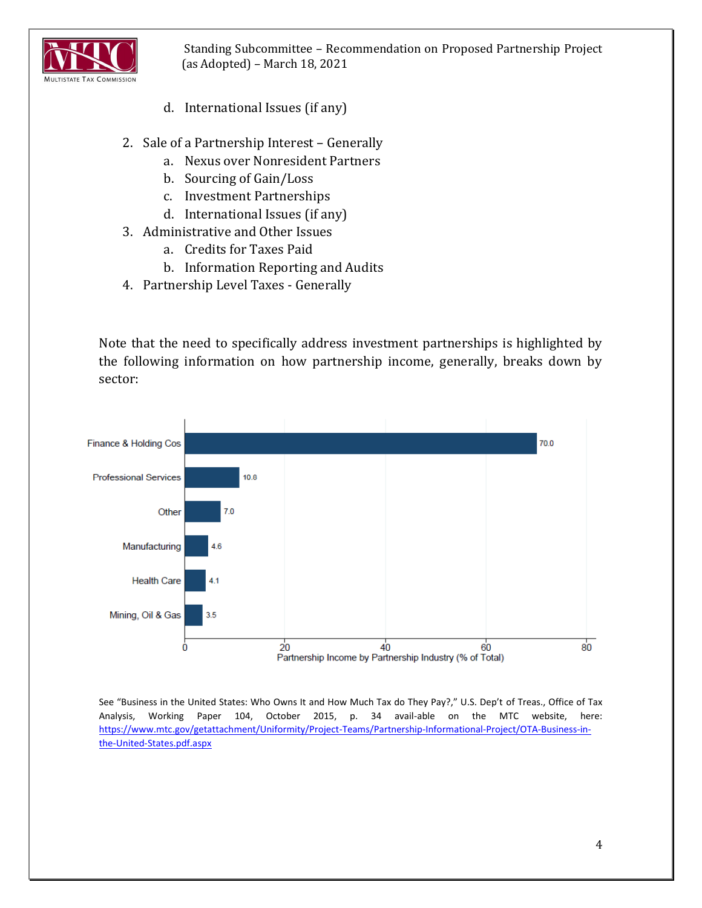d. International Issues (if any)

2. Sale of a Partnership Interest – Generally
   a. Nexus over Nonresident Partners
   b. Sourcing of Gain/Loss
   c. Investment Partnerships
   d. International Issues (if any)
3. Administrative and Other Issues
   a. Credits for Taxes Paid
   b. Information Reporting and Audits
4. Partnership Level Taxes - Generally

Note that the need to specifically address investment partnerships is highlighted by the following information on how partnership income, generally, breaks down by sector:

| Industry | Partnership Income by Partnership Industry (% of Total) |
|---|---|
| Finance & Holding Cos | 70.0 |
| Professional Services | 10.8 |
| Other | 7.0 |
| Manufacturing | 4.6 |
| Health Care | 4.1 |
| Mining, Oil & Gas | 3.5 |

See "Business in the United States: Who Owns It and How Much Tax do They Pay?," U.S. Dep't of Treas., Office of Tax Analysis, Working Paper 104, October 2015, p. 34 avail-able on the MTC website, here: https://www.mtc.gov/getattachment/Uniformity/Project-Teams/Partnership-Informational-Project/OTA-Business-in-the-United-States.pdf.aspx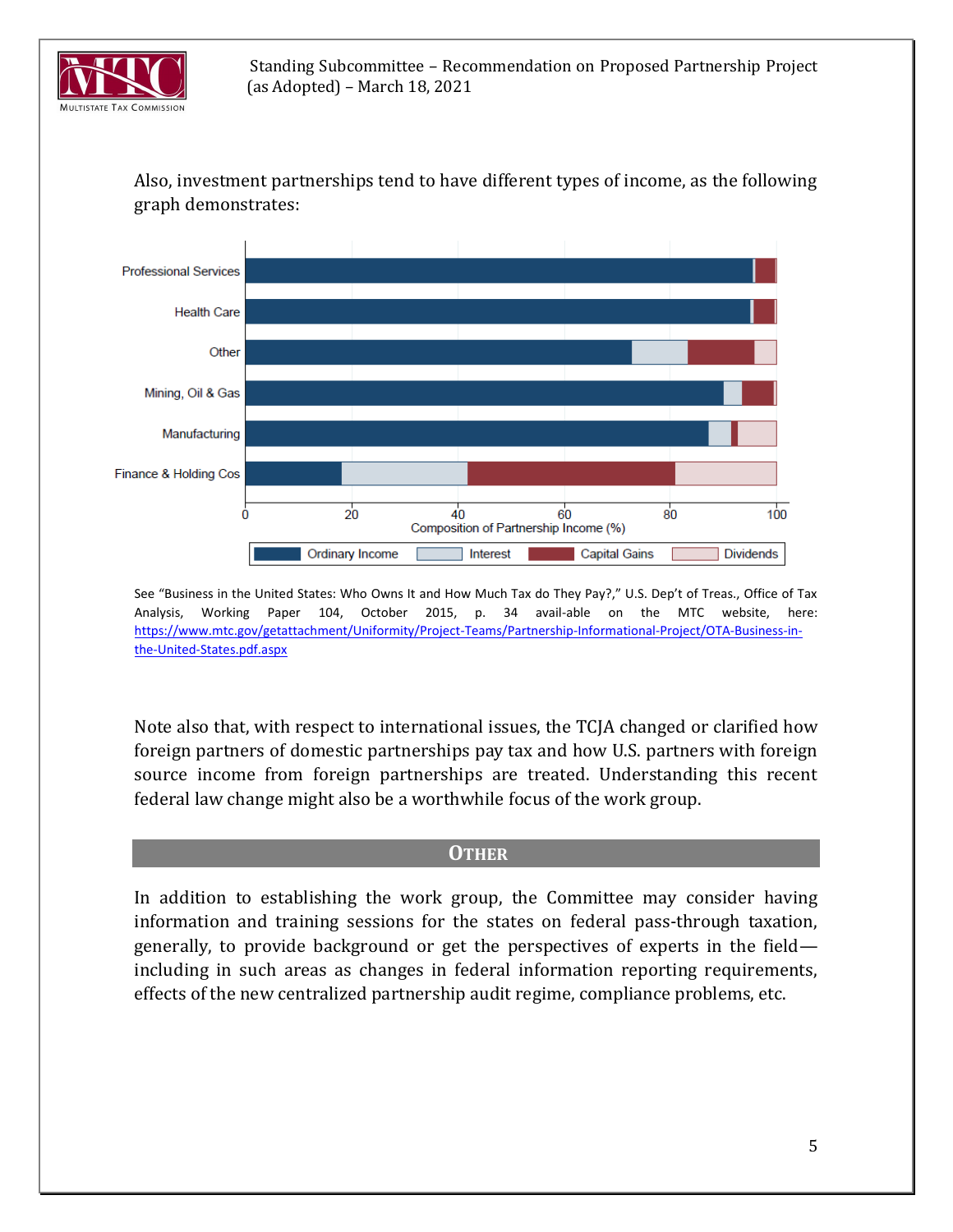Also, investment partnerships tend to have different types of income, as the following graph demonstrates:

See "Business in the United States: Who Owns It and How Much Tax do They Pay?," U.S. Dep't of Treas., Office of Tax Analysis, Working Paper 104, October 2015, p. 34 avail-able on the MTC website, here: [https://www.mtc.gov/getattachment/Uniformity/Project-Teams/Partnership-Informational-Project/OTA-Business-in-the-United-States.pdf.aspx](https://www.mtc.gov/getattachment/Uniformity/Project-Teams/Partnership-Informational-Project/OTA-Business-in-the-United-States.pdf.aspx)

Note also that, with respect to international issues, the TCJA changed or clarified how foreign partners of domestic partnerships pay tax and how U.S. partners with foreign source income from foreign partnerships are treated. Understanding this recent federal law change might also be a worthwhile focus of the work group.

## Other

In addition to establishing the work group, the Committee may consider having information and training sessions for the states on federal pass-through taxation, generally, to provide background or get the perspectives of experts in the field—including in such areas as changes in federal information reporting requirements, effects of the new centralized partnership audit regime, compliance problems, etc.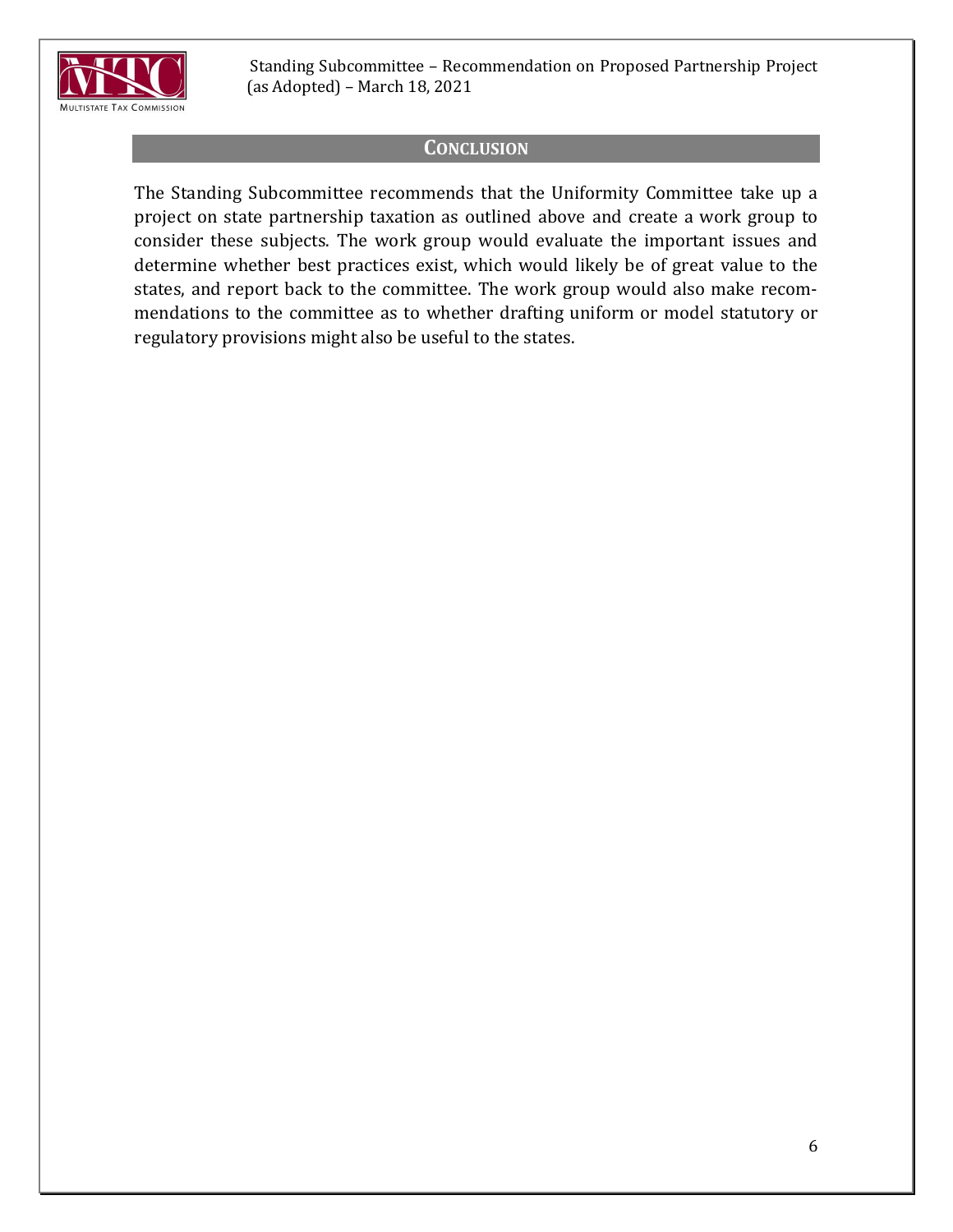## Conclusion

The Standing Subcommittee recommends that the Uniformity Committee take up a project on state partnership taxation as outlined above and create a work group to consider these subjects. The work group would evaluate the important issues and determine whether best practices exist, which would likely be of great value to the states, and report back to the committee. The work group would also make recommendations to the committee as to whether drafting uniform or model statutory or regulatory provisions might also be useful to the states.